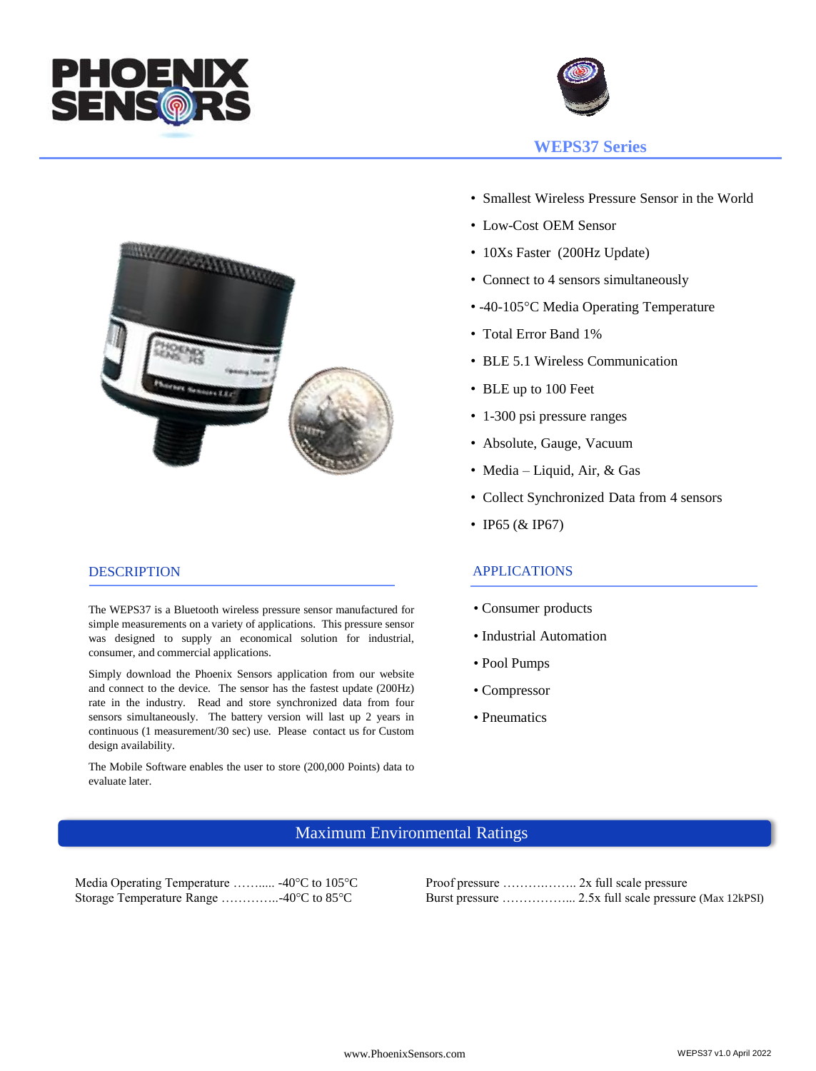# WEPS37 Series

- Smallest Wireless Pressure Sensor in the World
- Low-Cost OEM Sensor
- 10Xs Faster (200Hz Update)
- Connect to 4 sensors simultaneously
- -40-105°C Media Operating Temperature
- Total Error Band 1%
- BLE 5.1 Wireless Communication
- BLE up to 100 Feet
- 1-300 psi pressure ranges
- Absolute, Gauge, Vacuum
- Media – Liquid, Air, & Gas
- Collect Synchronized Data from 4 sensors
- IP65 (& IP67)

## DESCRIPTION

The WEPS37 is a Bluetooth wireless pressure sensor manufactured for simple measurements on a variety of applications. This pressure sensor was designed to supply an economical solution for industrial, consumer, and commercial applications.

Simply download the Phoenix Sensors application from our website and connect to the device. The sensor has the fastest update (200Hz) rate in the industry. Read and store synchronized data from four sensors simultaneously. The battery version will last up 2 years in continuous (1 measurement/30 sec) use. Please contact us for Custom design availability.

The Mobile Software enables the user to store (200,000 Points) data to evaluate later.

## APPLICATIONS

- Consumer products
- Industrial Automation
- Pool Pumps
- Compressor
- Pneumatics

## Maximum Environmental Ratings

Media Operating Temperature ……..... -40°C to 105°C
Storage Temperature Range …………..-40°C to 85°C

Proof pressure ……….…….. 2x full scale pressure
Burst pressure ……………... 2.5x full scale pressure (Max 12kPSI)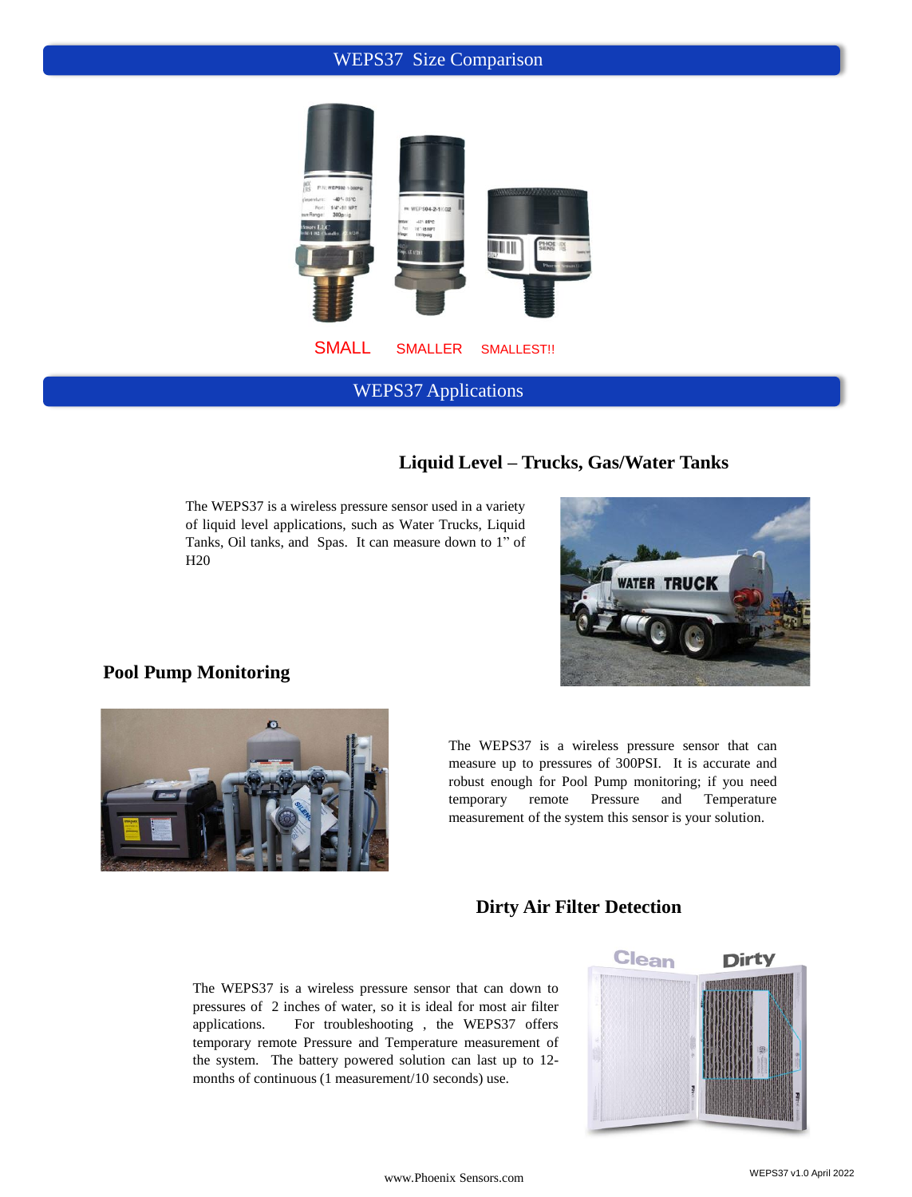## WEPS37 Size Comparison

SMALL SMALLER SMALLEST!!

## WEPS37 Applications

### Liquid Level – Trucks, Gas/Water Tanks

The WEPS37 is a wireless pressure sensor used in a variety of liquid level applications, such as Water Trucks, Liquid Tanks, Oil tanks, and Spas. It can measure down to 1" of H20

### Pool Pump Monitoring

The WEPS37 is a wireless pressure sensor that can measure up to pressures of 300PSI. It is accurate and robust enough for Pool Pump monitoring; if you need temporary remote Pressure and Temperature measurement of the system this sensor is your solution.

### Dirty Air Filter Detection

The WEPS37 is a wireless pressure sensor that can down to pressures of 2 inches of water, so it is ideal for most air filter applications. For troubleshooting , the WEPS37 offers temporary remote Pressure and Temperature measurement of the system. The battery powered solution can last up to 12-months of continuous (1 measurement/10 seconds) use.

Clean Dirty

www.Phoenix Sensors.com

WEPS37 v1.0 April 2022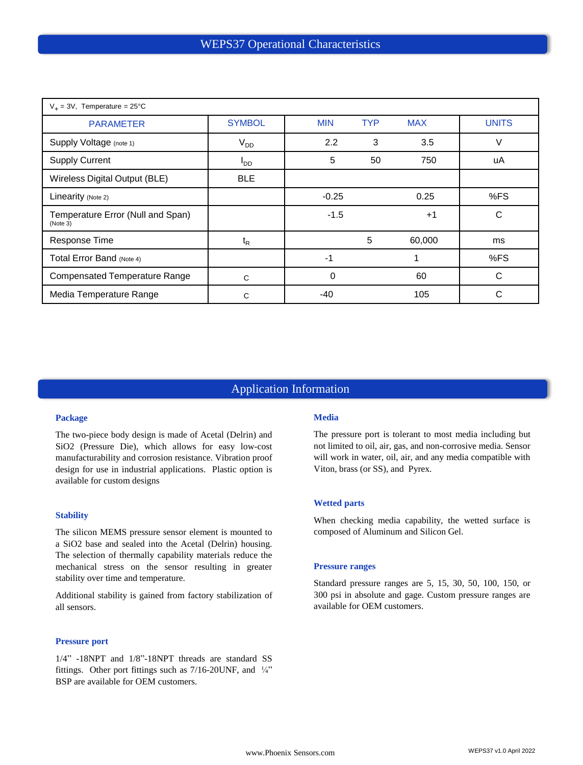## WEPS37 Operational Characteristics

| $V_+$ = 3V, Temperature = 25°C | | | | | |
|---|---|---|---|---|---|
| PARAMETER | SYMBOL | MIN | TYP | MAX | UNITS |
| Supply Voltage (note 1) | $V_{DD}$ | 2.2 | 3 | 3.5 | V |
| Supply Current | $I_{DD}$ | 5 | 50 | 750 | uA |
| Wireless Digital Output (BLE) | BLE | | | | |
| Linearity (Note 2) | | -0.25 | | 0.25 | %FS |
| Temperature Error (Null and Span) (Note 3) | | -1.5 | | +1 | C |
| Response Time | $t_R$ | | 5 | 60,000 | ms |
| Total Error Band (Note 4) | | -1 | | 1 | %FS |
| Compensated Temperature Range | C | 0 | | 60 | C |
| Media Temperature Range | C | -40 | | 105 | C |

## Application Information

### Package

The two-piece body design is made of Acetal (Delrin) and SiO2 (Pressure Die), which allows for easy low-cost manufacturability and corrosion resistance. Vibration proof design for use in industrial applications. Plastic option is available for custom designs

### Stability

The silicon MEMS pressure sensor element is mounted to a SiO2 base and sealed into the Acetal (Delrin) housing. The selection of thermally capability materials reduce the mechanical stress on the sensor resulting in greater stability over time and temperature.

Additional stability is gained from factory stabilization of all sensors.

### Pressure port

1/4" -18NPT and 1/8"-18NPT threads are standard SS fittings. Other port fittings such as 7/16-20UNF, and ¼" BSP are available for OEM customers.

### Media

The pressure port is tolerant to most media including but not limited to oil, air, gas, and non-corrosive media. Sensor will work in water, oil, air, and any media compatible with Viton, brass (or SS), and Pyrex.

### Wetted parts

When checking media capability, the wetted surface is composed of Aluminum and Silicon Gel.

### Pressure ranges

Standard pressure ranges are 5, 15, 30, 50, 100, 150, or 300 psi in absolute and gage. Custom pressure ranges are available for OEM customers.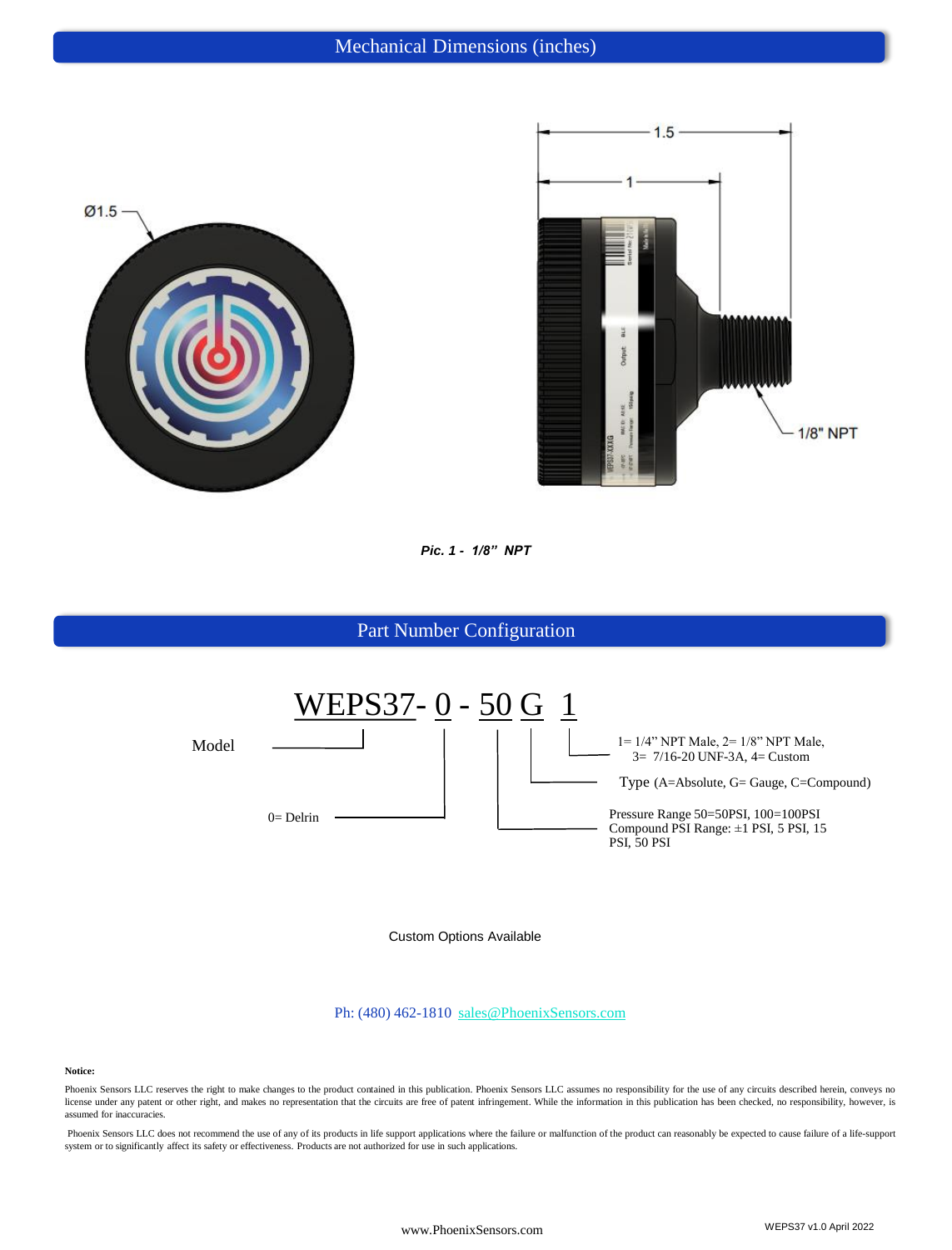## Mechanical Dimensions (inches)

Ø1.5

1.5

1

1/8" NPT

*Pic. 1 - 1/8" NPT*

## Part Number Configuration

WEPS37- 0 - 50 G 1

Model

0= Delrin

1= 1/4" NPT Male, 2= 1/8" NPT Male, 3= 7/16-20 UNF-3A, 4= Custom

Type (A=Absolute, G= Gauge, C=Compound)

Pressure Range 50=50PSI, 100=100PSI
Compound PSI Range: ±1 PSI, 5 PSI, 15 PSI, 50 PSI

Custom Options Available

Ph: (480) 462-1810 sales@PhoenixSensors.com

**Notice:**

Phoenix Sensors LLC reserves the right to make changes to the product contained in this publication. Phoenix Sensors LLC assumes no responsibility for the use of any circuits described herein, conveys no license under any patent or other right, and makes no representation that the circuits are free of patent infringement. While the information in this publication has been checked, no responsibility, however, is assumed for inaccuracies.

Phoenix Sensors LLC does not recommend the use of any of its products in life support applications where the failure or malfunction of the product can reasonably be expected to cause failure of a life-support system or to significantly affect its safety or effectiveness. Products are not authorized for use in such applications.

www.PhoenixSensors.com

WEPS37 v1.0 April 2022